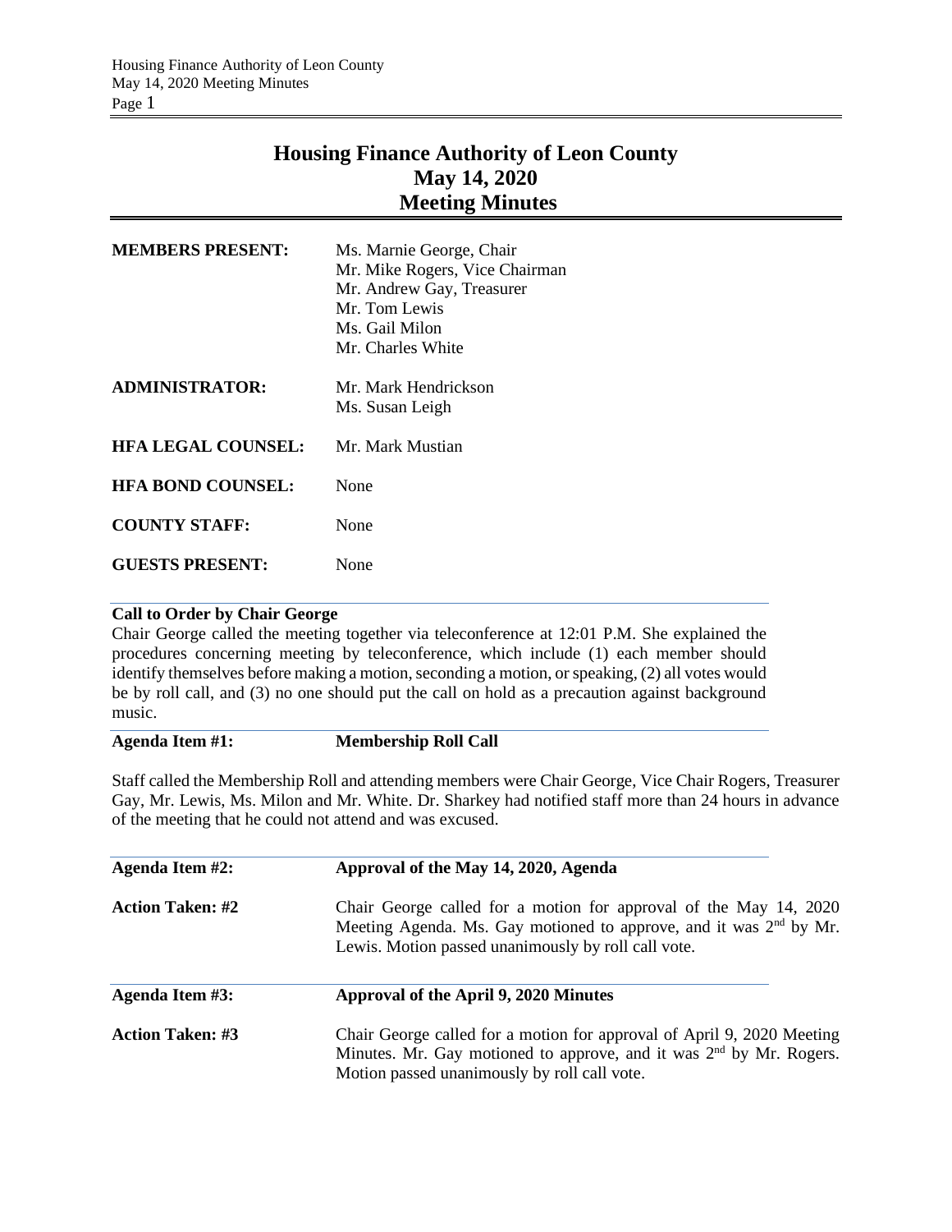# Housing Finance Authority of Leon County
## May 14, 2020
## Meeting Minutes

| | |
|---|---|
| **MEMBERS PRESENT:** | Ms. Marnie George, Chair<br>Mr. Mike Rogers, Vice Chairman<br>Mr. Andrew Gay, Treasurer<br>Mr. Tom Lewis<br>Ms. Gail Milon<br>Mr. Charles White |
| **ADMINISTRATOR:** | Mr. Mark Hendrickson<br>Ms. Susan Leigh |
| **HFA LEGAL COUNSEL:** | Mr. Mark Mustian |
| **HFA BOND COUNSEL:** | None |
| **COUNTY STAFF:** | None |
| **GUESTS PRESENT:** | None |

**Call to Order by Chair George**

Chair George called the meeting together via teleconference at 12:01 P.M. She explained the procedures concerning meeting by teleconference, which include (1) each member should identify themselves before making a motion, seconding a motion, or speaking, (2) all votes would be by roll call, and (3) no one should put the call on hold as a precaution against background music.

**Agenda Item #1: Membership Roll Call**

Staff called the Membership Roll and attending members were Chair George, Vice Chair Rogers, Treasurer Gay, Mr. Lewis, Ms. Milon and Mr. White. Dr. Sharkey had notified staff more than 24 hours in advance of the meeting that he could not attend and was excused.

**Agenda Item #2: Approval of the May 14, 2020, Agenda**

**Action Taken: #2** Chair George called for a motion for approval of the May 14, 2020 Meeting Agenda. Ms. Gay motioned to approve, and it was 2nd by Mr. Lewis. Motion passed unanimously by roll call vote.

**Agenda Item #3: Approval of the April 9, 2020 Minutes**

**Action Taken: #3** Chair George called for a motion for approval of April 9, 2020 Meeting Minutes. Mr. Gay motioned to approve, and it was 2nd by Mr. Rogers. Motion passed unanimously by roll call vote.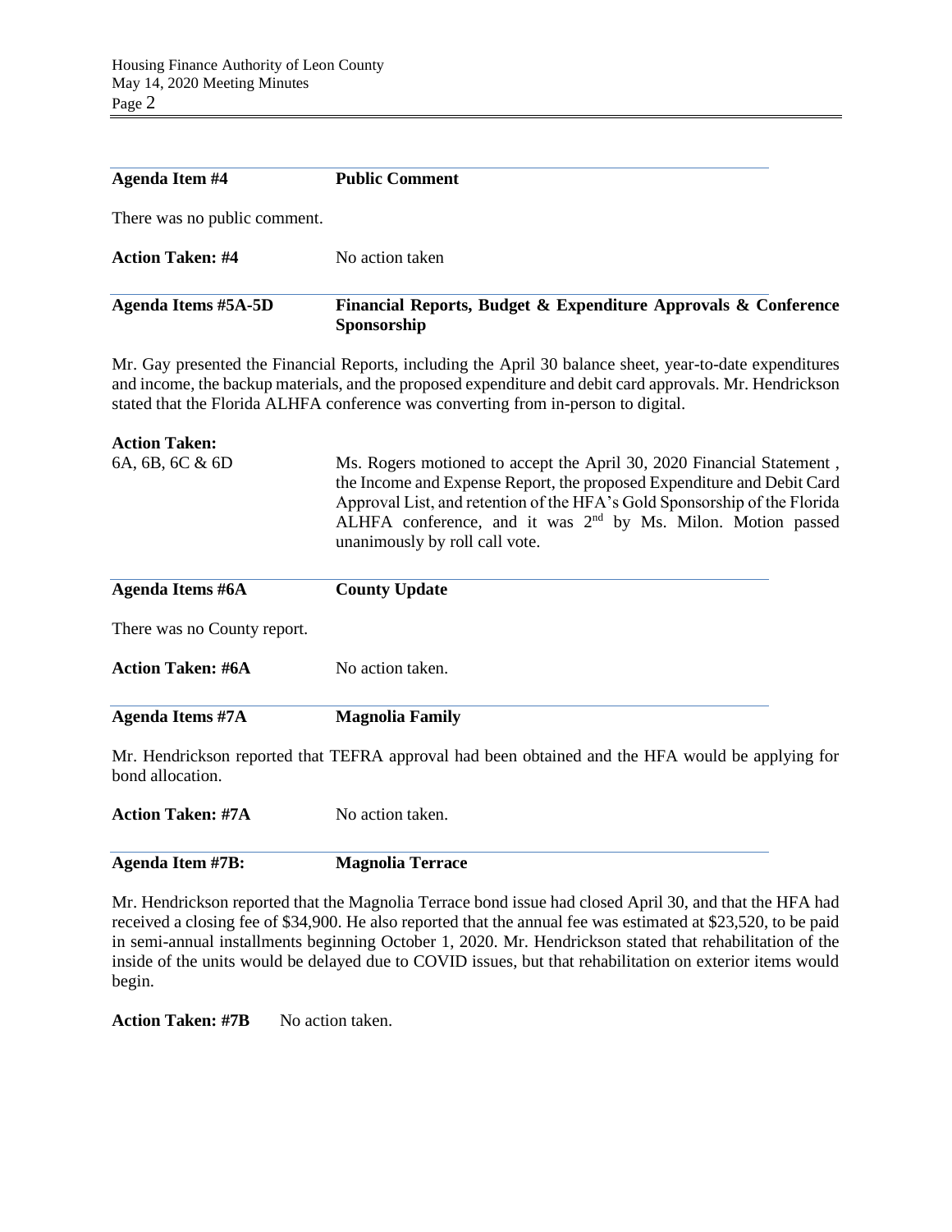**Agenda Item #4** **Public Comment**

There was no public comment.

**Action Taken: #4** No action taken

**Agenda Items #5A-5D** **Financial Reports, Budget & Expenditure Approvals & Conference Sponsorship**

Mr. Gay presented the Financial Reports, including the April 30 balance sheet, year-to-date expenditures and income, the backup materials, and the proposed expenditure and debit card approvals. Mr. Hendrickson stated that the Florida ALHFA conference was converting from in-person to digital.

**Action Taken:**
6A, 6B, 6C & 6D

Ms. Rogers motioned to accept the April 30, 2020 Financial Statement , the Income and Expense Report, the proposed Expenditure and Debit Card Approval List, and retention of the HFA's Gold Sponsorship of the Florida ALHFA conference, and it was 2nd by Ms. Milon. Motion passed unanimously by roll call vote.

**Agenda Items #6A** **County Update**

There was no County report.

**Action Taken: #6A** No action taken.

**Agenda Items #7A** **Magnolia Family**

Mr. Hendrickson reported that TEFRA approval had been obtained and the HFA would be applying for bond allocation.

**Action Taken: #7A** No action taken.

**Agenda Item #7B:** **Magnolia Terrace**

Mr. Hendrickson reported that the Magnolia Terrace bond issue had closed April 30, and that the HFA had received a closing fee of $34,900. He also reported that the annual fee was estimated at $23,520, to be paid in semi-annual installments beginning October 1, 2020. Mr. Hendrickson stated that rehabilitation of the inside of the units would be delayed due to COVID issues, but that rehabilitation on exterior items would begin.

**Action Taken: #7B** No action taken.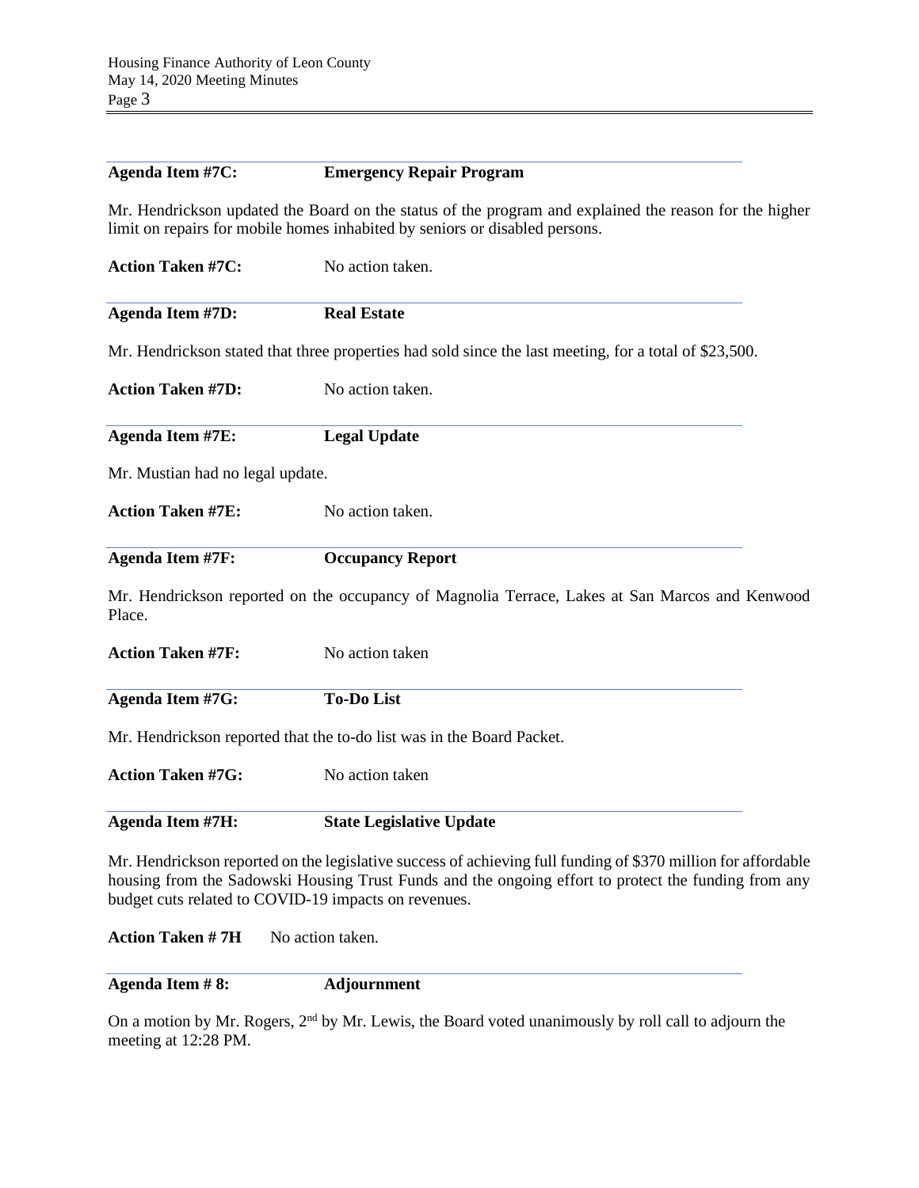**Agenda Item #7C:** **Emergency Repair Program**

Mr. Hendrickson updated the Board on the status of the program and explained the reason for the higher limit on repairs for mobile homes inhabited by seniors or disabled persons.

**Action Taken #7C:** No action taken.

**Agenda Item #7D:** **Real Estate**

Mr. Hendrickson stated that three properties had sold since the last meeting, for a total of $23,500.

**Action Taken #7D:** No action taken.

**Agenda Item #7E:** **Legal Update**

Mr. Mustian had no legal update.

**Action Taken #7E:** No action taken.

**Agenda Item #7F:** **Occupancy Report**

Mr. Hendrickson reported on the occupancy of Magnolia Terrace, Lakes at San Marcos and Kenwood Place.

**Action Taken #7F:** No action taken

**Agenda Item #7G:** **To-Do List**

Mr. Hendrickson reported that the to-do list was in the Board Packet.

**Action Taken #7G:** No action taken

**Agenda Item #7H:** **State Legislative Update**

Mr. Hendrickson reported on the legislative success of achieving full funding of $370 million for affordable housing from the Sadowski Housing Trust Funds and the ongoing effort to protect the funding from any budget cuts related to COVID-19 impacts on revenues.

**Action Taken # 7H** No action taken.

**Agenda Item # 8:** **Adjournment**

On a motion by Mr. Rogers, 2nd by Mr. Lewis, the Board voted unanimously by roll call to adjourn the meeting at 12:28 PM.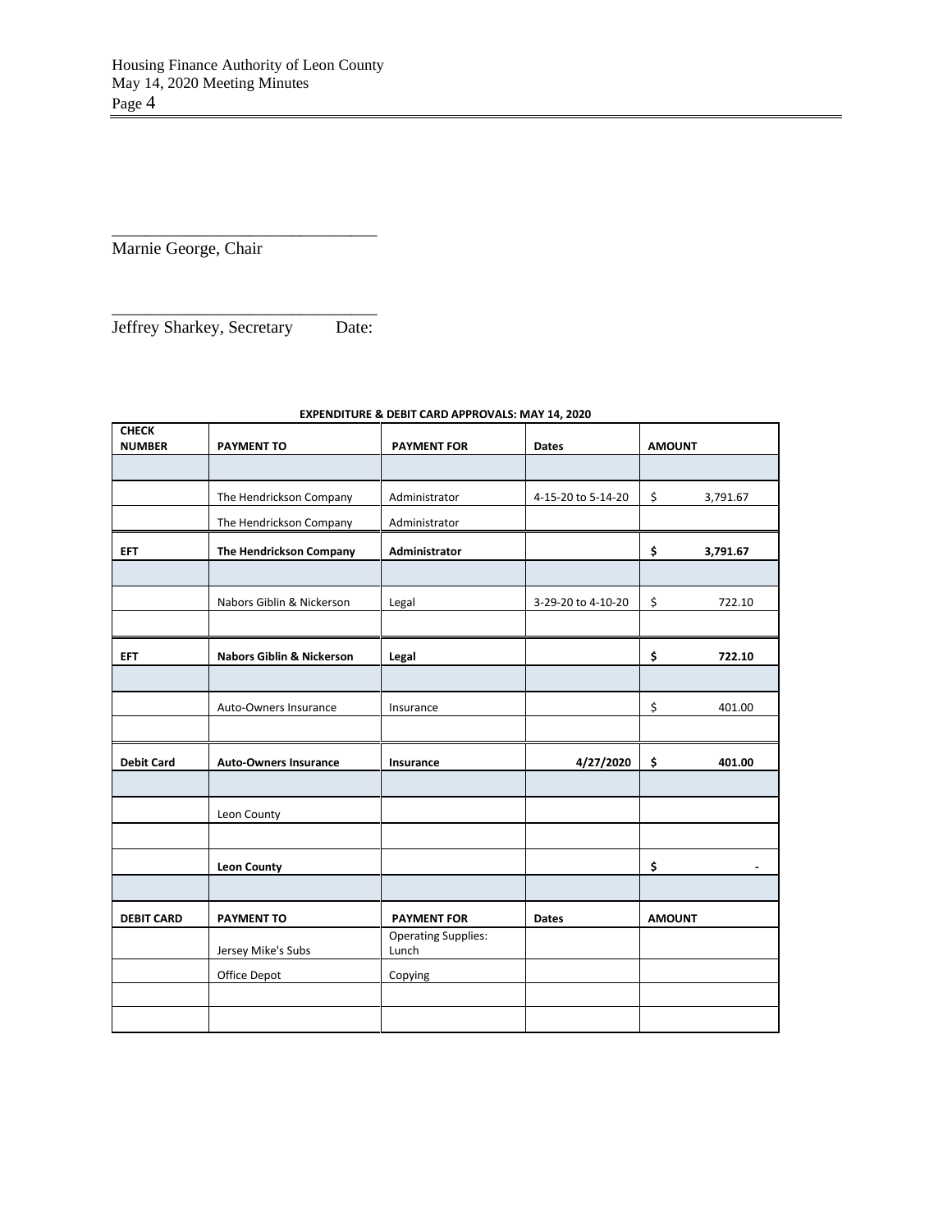\_\_\_\_\_\_\_\_\_\_\_\_\_\_\_\_\_\_\_\_\_\_\_\_\_\_\_\_\_\_\_\_

Marnie George, Chair

\_\_\_\_\_\_\_\_\_\_\_\_\_\_\_\_\_\_\_\_\_\_\_\_\_\_\_\_\_\_\_\_

Jeffrey Sharkey, Secretary Date:

**EXPENDITURE & DEBIT CARD APPROVALS: MAY 14, 2020**

| CHECK NUMBER | PAYMENT TO | PAYMENT FOR | Dates | AMOUNT |
|---|---|---|---|---|
| | | | | |
| | The Hendrickson Company | Administrator | 4-15-20 to 5-14-20 | $ 3,791.67 |
| | The Hendrickson Company | Administrator | | |
| **EFT** | **The Hendrickson Company** | **Administrator** | | **$ 3,791.67** |
| | | | | |
| | Nabors Giblin & Nickerson | Legal | 3-29-20 to 4-10-20 | $ 722.10 |
| | | | | |
| **EFT** | **Nabors Giblin & Nickerson** | **Legal** | | **$ 722.10** |
| | | | | |
| | Auto-Owners Insurance | Insurance | | $ 401.00 |
| | | | | |
| **Debit Card** | **Auto-Owners Insurance** | **Insurance** | **4/27/2020** | **$ 401.00** |
| | | | | |
| | Leon County | | | |
| | | | | |
| | **Leon County** | | | **$ -** |
| | | | | |
| **DEBIT CARD** | **PAYMENT TO** | **PAYMENT FOR** | **Dates** | **AMOUNT** |
| | Jersey Mike's Subs | Operating Supplies: Lunch | | |
| | Office Depot | Copying | | |
| | | | | |
| | | | | |